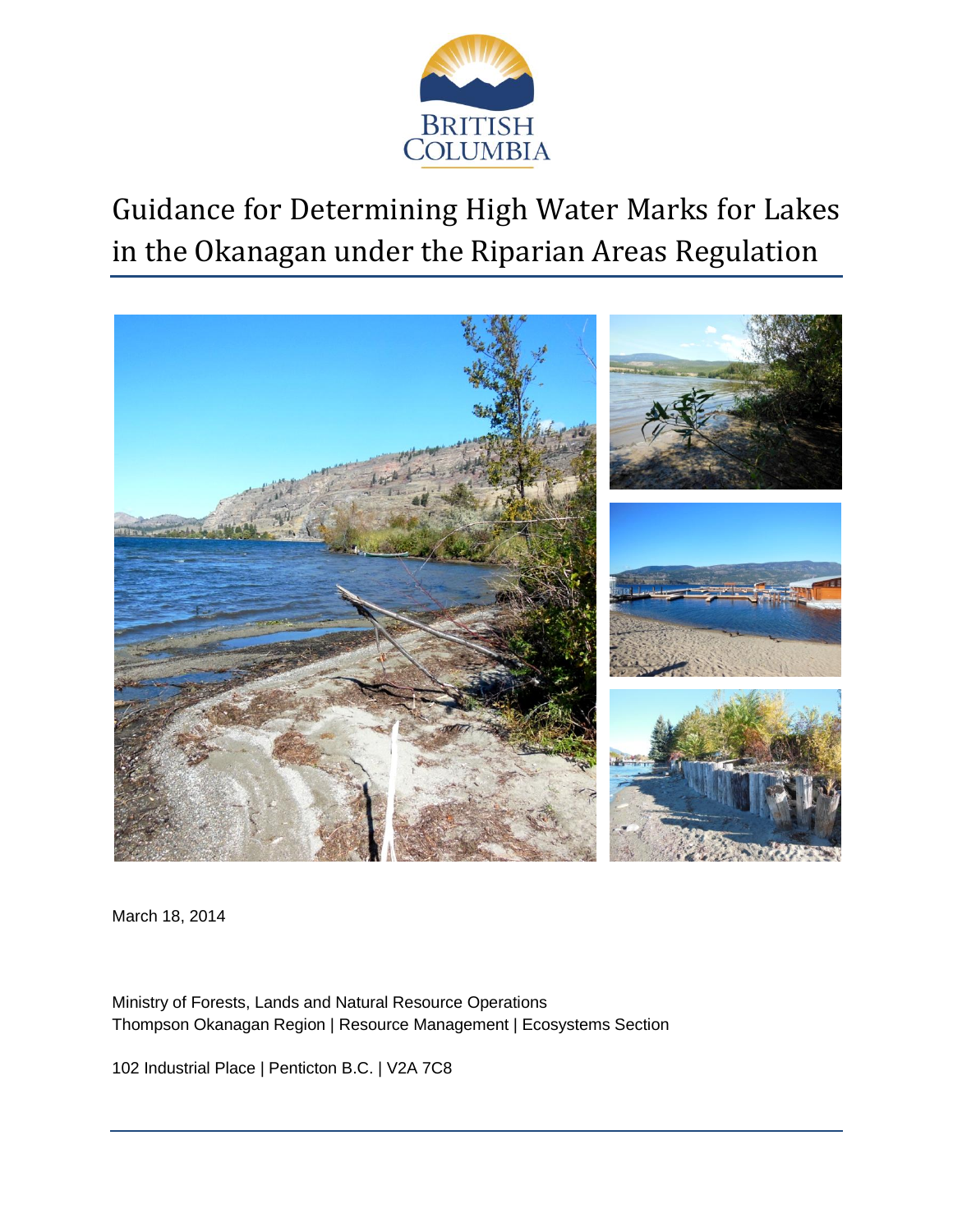# Guidance for Determining High Water Marks for Lakes in the Okanagan under the Riparian Areas Regulation

March 18, 2014

Ministry of Forests, Lands and Natural Resource Operations
Thompson Okanagan Region | Resource Management | Ecosystems Section

102 Industrial Place | Penticton B.C. | V2A 7C8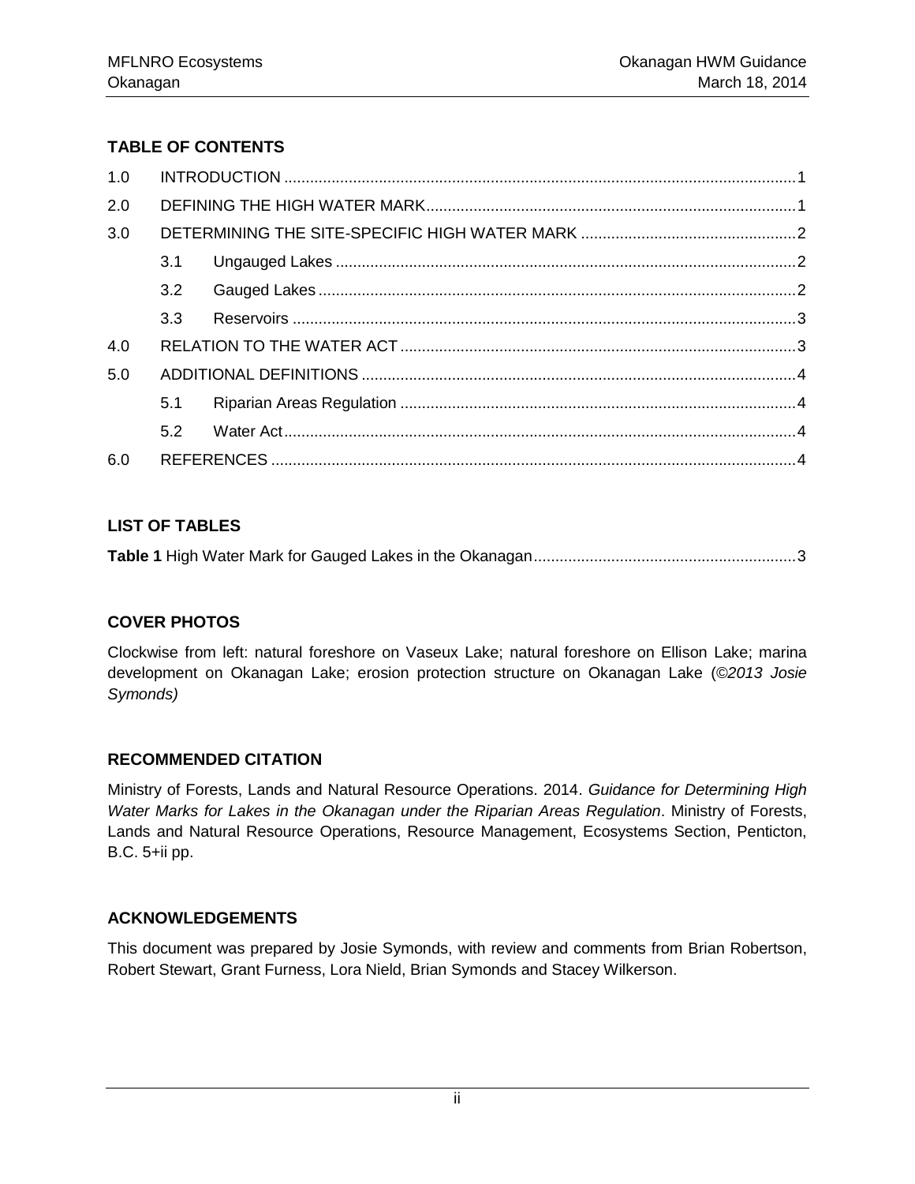## TABLE OF CONTENTS

| | | | |
|---|---|---|---|
| 1.0 | INTRODUCTION | | 1 |
| 2.0 | DEFINING THE HIGH WATER MARK | | 1 |
| 3.0 | DETERMINING THE SITE-SPECIFIC HIGH WATER MARK | | 2 |
| | 3.1 | Ungauged Lakes | 2 |
| | 3.2 | Gauged Lakes | 2 |
| | 3.3 | Reservoirs | 3 |
| 4.0 | RELATION TO THE WATER ACT | | 3 |
| 5.0 | ADDITIONAL DEFINITIONS | | 4 |
| | 5.1 | Riparian Areas Regulation | 4 |
| | 5.2 | Water Act | 4 |
| 6.0 | REFERENCES | | 4 |

## LIST OF TABLES

**Table 1** High Water Mark for Gauged Lakes in the Okanagan ........ 3

## COVER PHOTOS

Clockwise from left: natural foreshore on Vaseux Lake; natural foreshore on Ellison Lake; marina development on Okanagan Lake; erosion protection structure on Okanagan Lake (*©2013 Josie Symonds)*

## RECOMMENDED CITATION

Ministry of Forests, Lands and Natural Resource Operations. 2014. *Guidance for Determining High Water Marks for Lakes in the Okanagan under the Riparian Areas Regulation*. Ministry of Forests, Lands and Natural Resource Operations, Resource Management, Ecosystems Section, Penticton, B.C. 5+ii pp.

## ACKNOWLEDGEMENTS

This document was prepared by Josie Symonds, with review and comments from Brian Robertson, Robert Stewart, Grant Furness, Lora Nield, Brian Symonds and Stacey Wilkerson.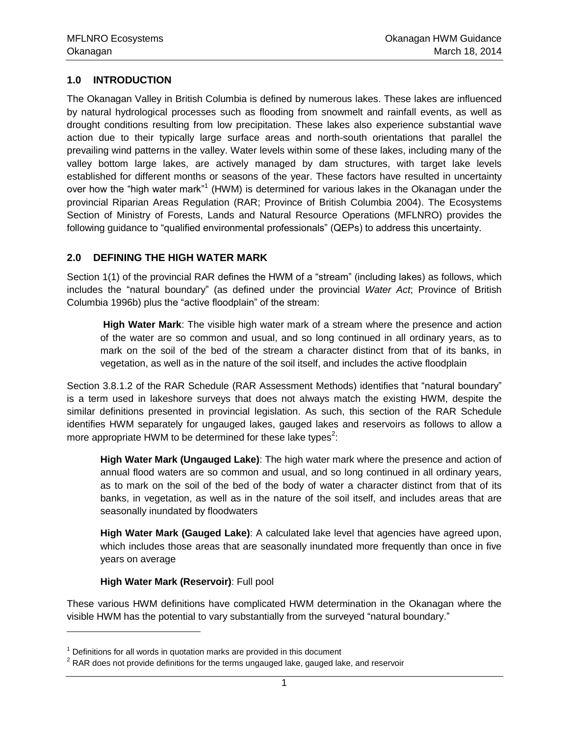## 1.0 INTRODUCTION

The Okanagan Valley in British Columbia is defined by numerous lakes. These lakes are influenced by natural hydrological processes such as flooding from snowmelt and rainfall events, as well as drought conditions resulting from low precipitation. These lakes also experience substantial wave action due to their typically large surface areas and north-south orientations that parallel the prevailing wind patterns in the valley. Water levels within some of these lakes, including many of the valley bottom large lakes, are actively managed by dam structures, with target lake levels established for different months or seasons of the year. These factors have resulted in uncertainty over how the "high water mark"[1] (HWM) is determined for various lakes in the Okanagan under the provincial Riparian Areas Regulation (RAR; Province of British Columbia 2004). The Ecosystems Section of Ministry of Forests, Lands and Natural Resource Operations (MFLNRO) provides the following guidance to "qualified environmental professionals" (QEPs) to address this uncertainty.

## 2.0 DEFINING THE HIGH WATER MARK

Section 1(1) of the provincial RAR defines the HWM of a "stream" (including lakes) as follows, which includes the "natural boundary" (as defined under the provincial *Water Act*; Province of British Columbia 1996b) plus the "active floodplain" of the stream:

> **High Water Mark**: The visible high water mark of a stream where the presence and action of the water are so common and usual, and so long continued in all ordinary years, as to mark on the soil of the bed of the stream a character distinct from that of its banks, in vegetation, as well as in the nature of the soil itself, and includes the active floodplain

Section 3.8.1.2 of the RAR Schedule (RAR Assessment Methods) identifies that "natural boundary" is a term used in lakeshore surveys that does not always match the existing HWM, despite the similar definitions presented in provincial legislation. As such, this section of the RAR Schedule identifies HWM separately for ungauged lakes, gauged lakes and reservoirs as follows to allow a more appropriate HWM to be determined for these lake types[2]:

> **High Water Mark (Ungauged Lake)**: The high water mark where the presence and action of annual flood waters are so common and usual, and so long continued in all ordinary years, as to mark on the soil of the bed of the body of water a character distinct from that of its banks, in vegetation, as well as in the nature of the soil itself, and includes areas that are seasonally inundated by floodwaters
>
> **High Water Mark (Gauged Lake)**: A calculated lake level that agencies have agreed upon, which includes those areas that are seasonally inundated more frequently than once in five years on average
>
> **High Water Mark (Reservoir)**: Full pool

These various HWM definitions have complicated HWM determination in the Okanagan where the visible HWM has the potential to vary substantially from the surveyed "natural boundary."

---

[1] Definitions for all words in quotation marks are provided in this document

[2] RAR does not provide definitions for the terms ungauged lake, gauged lake, and reservoir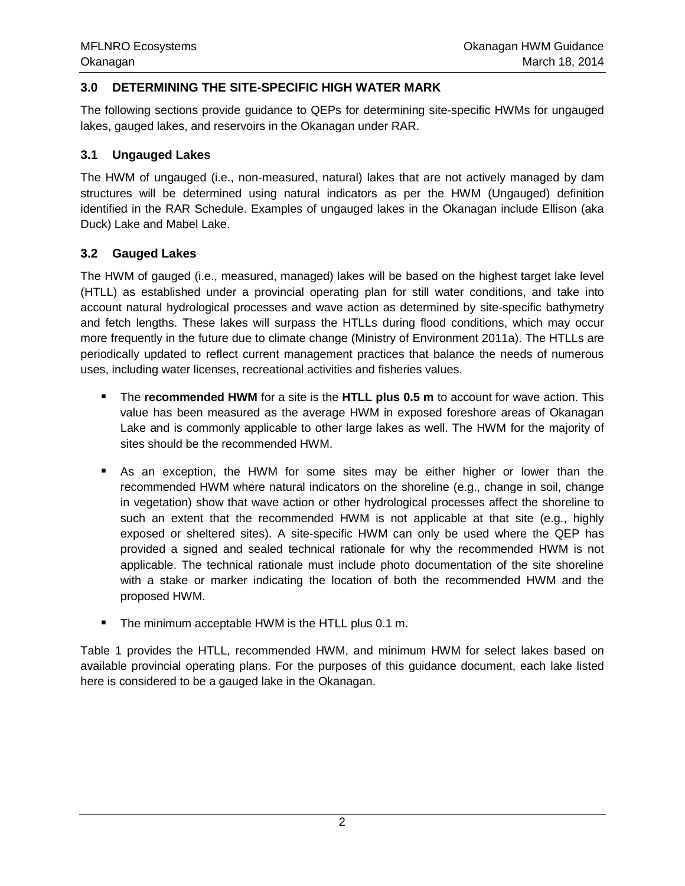## 3.0 DETERMINING THE SITE-SPECIFIC HIGH WATER MARK

The following sections provide guidance to QEPs for determining site-specific HWMs for ungauged lakes, gauged lakes, and reservoirs in the Okanagan under RAR.

### 3.1 Ungauged Lakes

The HWM of ungauged (i.e., non-measured, natural) lakes that are not actively managed by dam structures will be determined using natural indicators as per the HWM (Ungauged) definition identified in the RAR Schedule. Examples of ungauged lakes in the Okanagan include Ellison (aka Duck) Lake and Mabel Lake.

### 3.2 Gauged Lakes

The HWM of gauged (i.e., measured, managed) lakes will be based on the highest target lake level (HTLL) as established under a provincial operating plan for still water conditions, and take into account natural hydrological processes and wave action as determined by site-specific bathymetry and fetch lengths. These lakes will surpass the HTLLs during flood conditions, which may occur more frequently in the future due to climate change (Ministry of Environment 2011a). The HTLLs are periodically updated to reflect current management practices that balance the needs of numerous uses, including water licenses, recreational activities and fisheries values.

- The **recommended HWM** for a site is the **HTLL plus 0.5 m** to account for wave action. This value has been measured as the average HWM in exposed foreshore areas of Okanagan Lake and is commonly applicable to other large lakes as well. The HWM for the majority of sites should be the recommended HWM.
- As an exception, the HWM for some sites may be either higher or lower than the recommended HWM where natural indicators on the shoreline (e.g., change in soil, change in vegetation) show that wave action or other hydrological processes affect the shoreline to such an extent that the recommended HWM is not applicable at that site (e.g., highly exposed or sheltered sites). A site-specific HWM can only be used where the QEP has provided a signed and sealed technical rationale for why the recommended HWM is not applicable. The technical rationale must include photo documentation of the site shoreline with a stake or marker indicating the location of both the recommended HWM and the proposed HWM.
- The minimum acceptable HWM is the HTLL plus 0.1 m.

Table 1 provides the HTLL, recommended HWM, and minimum HWM for select lakes based on available provincial operating plans. For the purposes of this guidance document, each lake listed here is considered to be a gauged lake in the Okanagan.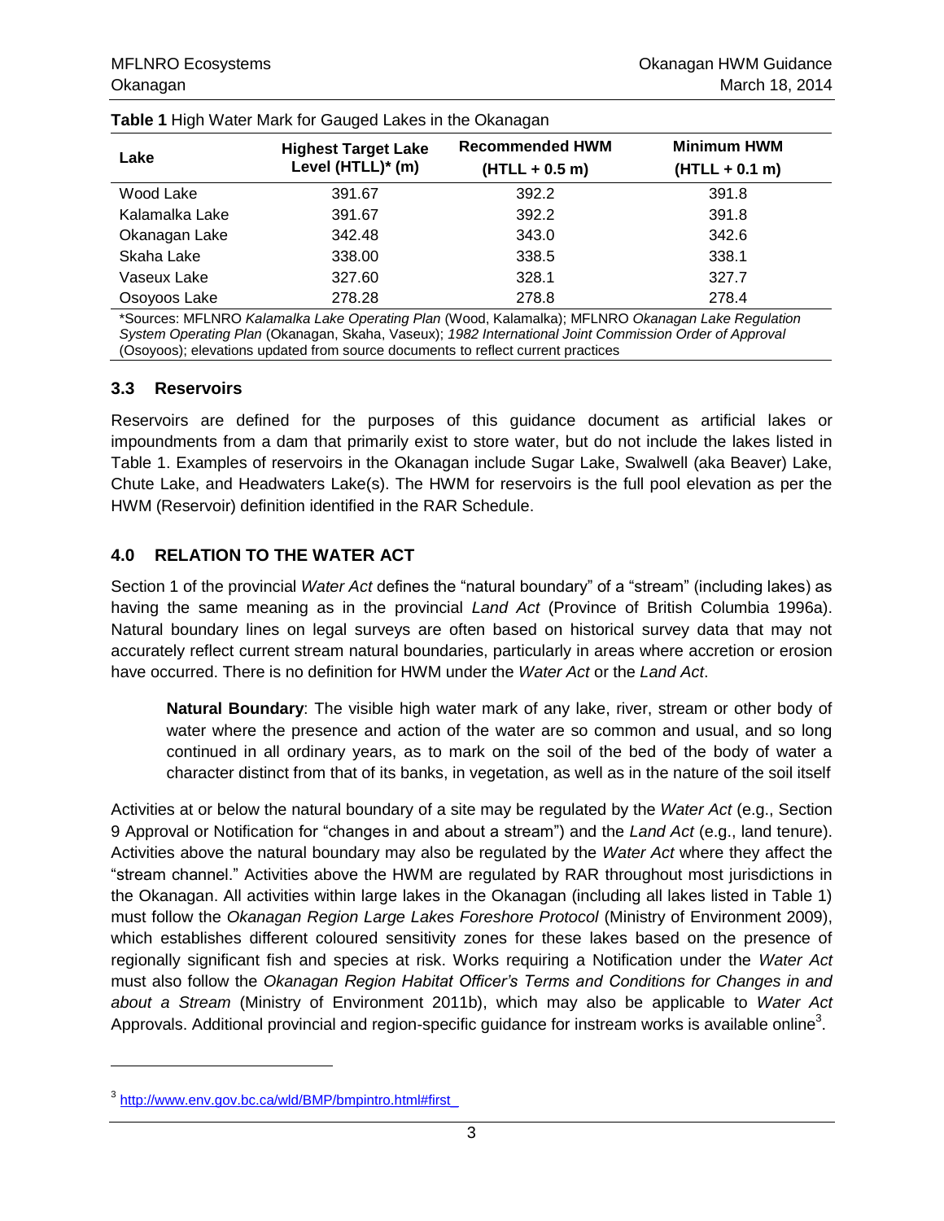**Table 1** High Water Mark for Gauged Lakes in the Okanagan

| Lake | Highest Target Lake Level (HTLL)* (m) | Recommended HWM (HTLL + 0.5 m) | Minimum HWM (HTLL + 0.1 m) |
|---|---|---|---|
| Wood Lake | 391.67 | 392.2 | 391.8 |
| Kalamalka Lake | 391.67 | 392.2 | 391.8 |
| Okanagan Lake | 342.48 | 343.0 | 342.6 |
| Skaha Lake | 338.00 | 338.5 | 338.1 |
| Vaseux Lake | 327.60 | 328.1 | 327.7 |
| Osoyoos Lake | 278.28 | 278.8 | 278.4 |

*Sources: MFLNRO *Kalamalka Lake Operating Plan* (Wood, Kalamalka); MFLNRO *Okanagan Lake Regulation System Operating Plan* (Okanagan, Skaha, Vaseux); *1982 International Joint Commission Order of Approval* (Osoyoos); elevations updated from source documents to reflect current practices

### 3.3 Reservoirs

Reservoirs are defined for the purposes of this guidance document as artificial lakes or impoundments from a dam that primarily exist to store water, but do not include the lakes listed in Table 1. Examples of reservoirs in the Okanagan include Sugar Lake, Swalwell (aka Beaver) Lake, Chute Lake, and Headwaters Lake(s). The HWM for reservoirs is the full pool elevation as per the HWM (Reservoir) definition identified in the RAR Schedule.

## 4.0 RELATION TO THE WATER ACT

Section 1 of the provincial *Water Act* defines the "natural boundary" of a "stream" (including lakes) as having the same meaning as in the provincial *Land Act* (Province of British Columbia 1996a). Natural boundary lines on legal surveys are often based on historical survey data that may not accurately reflect current stream natural boundaries, particularly in areas where accretion or erosion have occurred. There is no definition for HWM under the *Water Act* or the *Land Act*.

> **Natural Boundary**: The visible high water mark of any lake, river, stream or other body of water where the presence and action of the water are so common and usual, and so long continued in all ordinary years, as to mark on the soil of the bed of the body of water a character distinct from that of its banks, in vegetation, as well as in the nature of the soil itself

Activities at or below the natural boundary of a site may be regulated by the *Water Act* (e.g., Section 9 Approval or Notification for "changes in and about a stream") and the *Land Act* (e.g., land tenure). Activities above the natural boundary may also be regulated by the *Water Act* where they affect the "stream channel." Activities above the HWM are regulated by RAR throughout most jurisdictions in the Okanagan. All activities within large lakes in the Okanagan (including all lakes listed in Table 1) must follow the *Okanagan Region Large Lakes Foreshore Protocol* (Ministry of Environment 2009), which establishes different coloured sensitivity zones for these lakes based on the presence of regionally significant fish and species at risk. Works requiring a Notification under the *Water Act* must also follow the *Okanagan Region Habitat Officer's Terms and Conditions for Changes in and about a Stream* (Ministry of Environment 2011b), which may also be applicable to *Water Act* Approvals. Additional provincial and region-specific guidance for instream works is available online[3].

[3] http://www.env.gov.bc.ca/wld/BMP/bmpintro.html#first_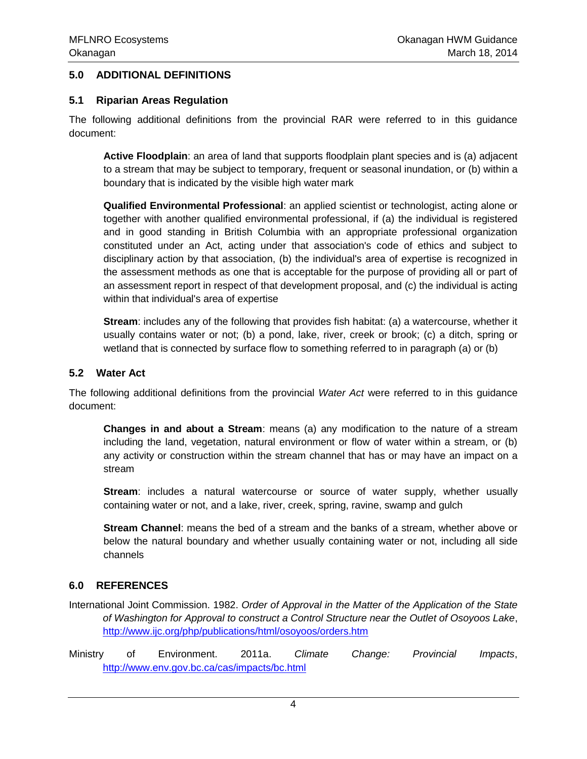## 5.0 ADDITIONAL DEFINITIONS

### 5.1 Riparian Areas Regulation

The following additional definitions from the provincial RAR were referred to in this guidance document:

> **Active Floodplain**: an area of land that supports floodplain plant species and is (a) adjacent to a stream that may be subject to temporary, frequent or seasonal inundation, or (b) within a boundary that is indicated by the visible high water mark

> **Qualified Environmental Professional**: an applied scientist or technologist, acting alone or together with another qualified environmental professional, if (a) the individual is registered and in good standing in British Columbia with an appropriate professional organization constituted under an Act, acting under that association's code of ethics and subject to disciplinary action by that association, (b) the individual's area of expertise is recognized in the assessment methods as one that is acceptable for the purpose of providing all or part of an assessment report in respect of that development proposal, and (c) the individual is acting within that individual's area of expertise

> **Stream**: includes any of the following that provides fish habitat: (a) a watercourse, whether it usually contains water or not; (b) a pond, lake, river, creek or brook; (c) a ditch, spring or wetland that is connected by surface flow to something referred to in paragraph (a) or (b)

### 5.2 Water Act

The following additional definitions from the provincial *Water Act* were referred to in this guidance document:

> **Changes in and about a Stream**: means (a) any modification to the nature of a stream including the land, vegetation, natural environment or flow of water within a stream, or (b) any activity or construction within the stream channel that has or may have an impact on a stream

> **Stream**: includes a natural watercourse or source of water supply, whether usually containing water or not, and a lake, river, creek, spring, ravine, swamp and gulch

> **Stream Channel**: means the bed of a stream and the banks of a stream, whether above or below the natural boundary and whether usually containing water or not, including all side channels

## 6.0 REFERENCES

International Joint Commission. 1982. *Order of Approval in the Matter of the Application of the State of Washington for Approval to construct a Control Structure near the Outlet of Osoyoos Lake*, http://www.ijc.org/php/publications/html/osoyoos/orders.htm

Ministry of Environment. 2011a. *Climate Change: Provincial Impacts*, http://www.env.gov.bc.ca/cas/impacts/bc.html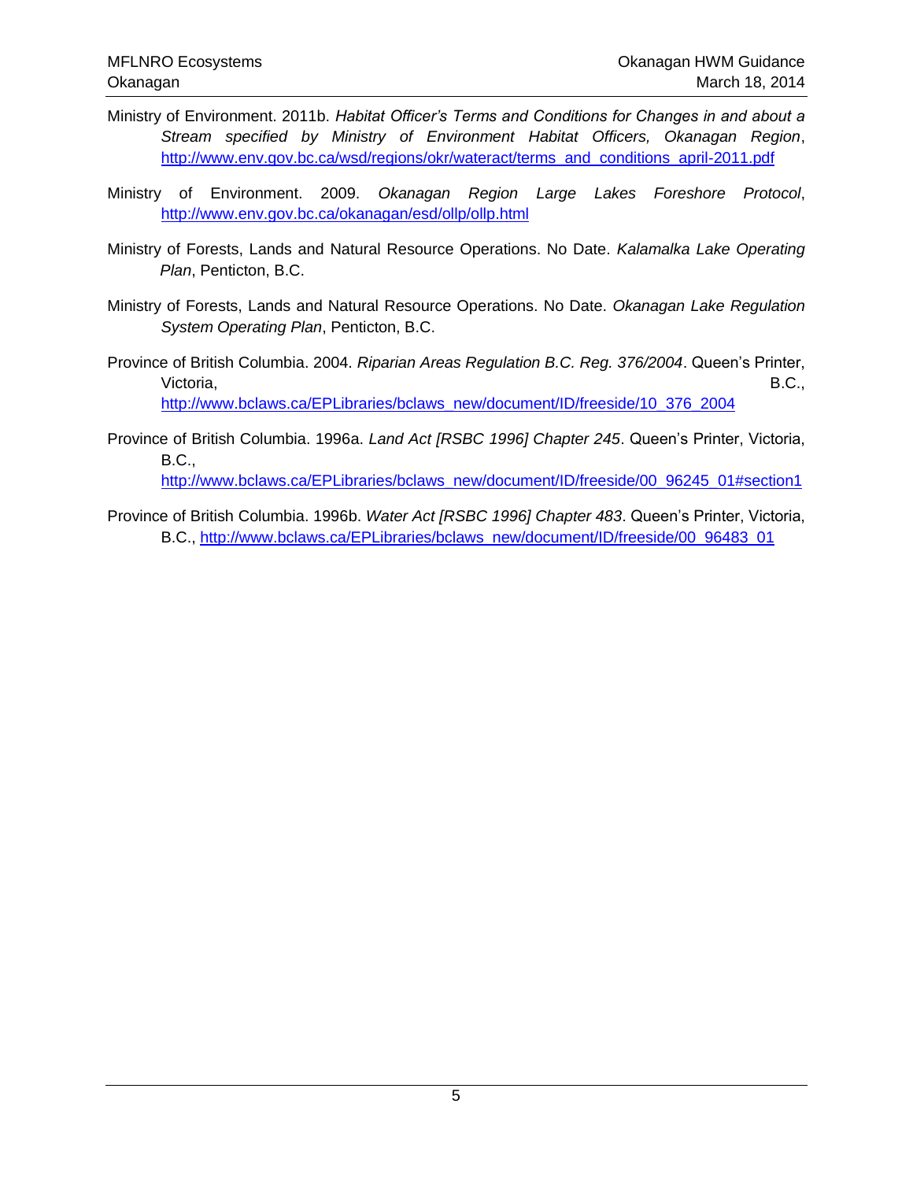Ministry of Environment. 2011b. *Habitat Officer's Terms and Conditions for Changes in and about a Stream specified by Ministry of Environment Habitat Officers, Okanagan Region*, http://www.env.gov.bc.ca/wsd/regions/okr/wateract/terms_and_conditions_april-2011.pdf

Ministry of Environment. 2009. *Okanagan Region Large Lakes Foreshore Protocol*, http://www.env.gov.bc.ca/okanagan/esd/ollp/ollp.html

Ministry of Forests, Lands and Natural Resource Operations. No Date. *Kalamalka Lake Operating Plan*, Penticton, B.C.

Ministry of Forests, Lands and Natural Resource Operations. No Date. *Okanagan Lake Regulation System Operating Plan*, Penticton, B.C.

Province of British Columbia. 2004. *Riparian Areas Regulation B.C. Reg. 376/2004*. Queen's Printer, Victoria, B.C., http://www.bclaws.ca/EPLibraries/bclaws_new/document/ID/freeside/10_376_2004

Province of British Columbia. 1996a. *Land Act [RSBC 1996] Chapter 245*. Queen's Printer, Victoria, B.C., http://www.bclaws.ca/EPLibraries/bclaws_new/document/ID/freeside/00_96245_01#section1

Province of British Columbia. 1996b. *Water Act [RSBC 1996] Chapter 483*. Queen's Printer, Victoria, B.C., http://www.bclaws.ca/EPLibraries/bclaws_new/document/ID/freeside/00_96483_01